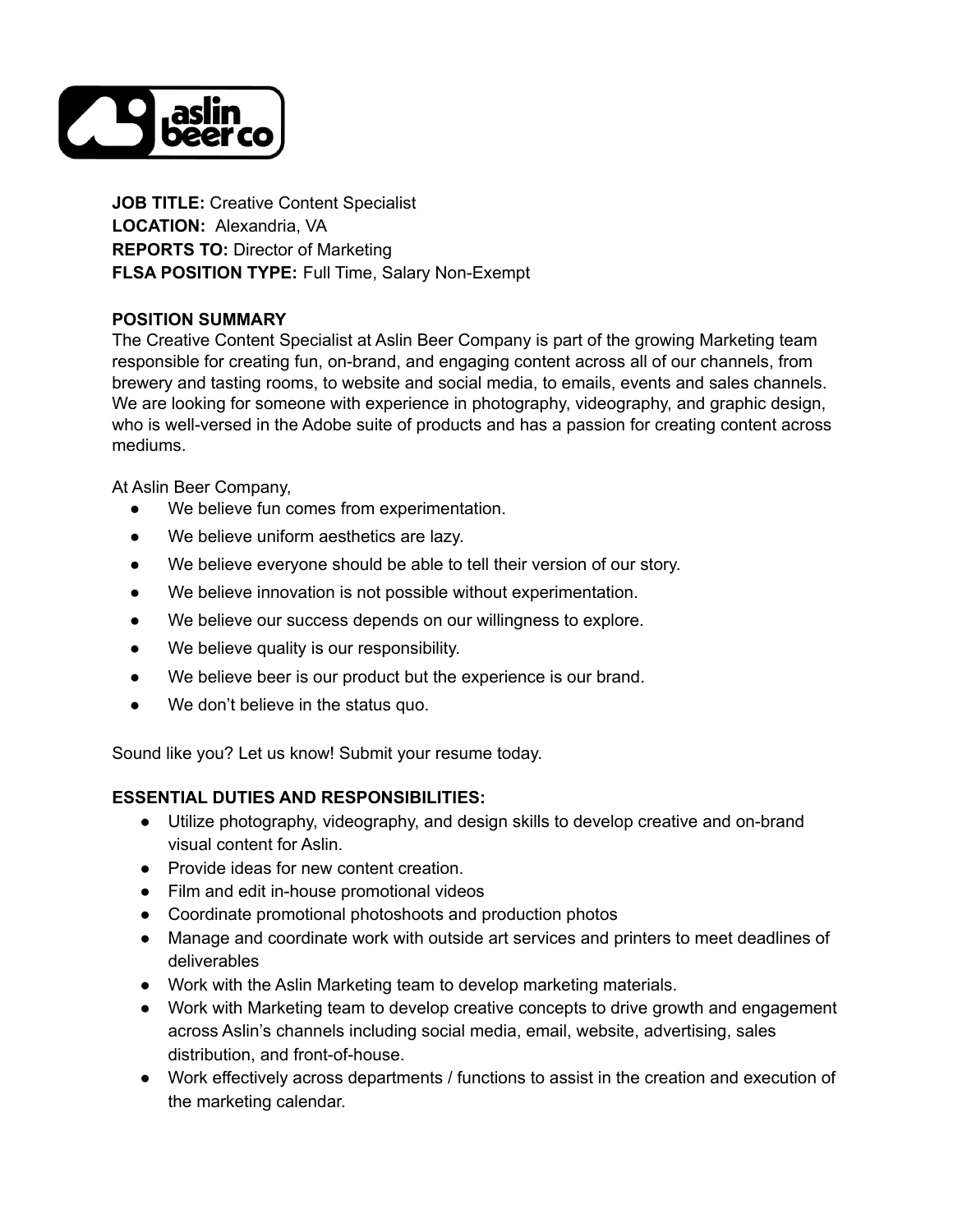**JOB TITLE:** Creative Content Specialist
**LOCATION:** Alexandria, VA
**REPORTS TO:** Director of Marketing
**FLSA POSITION TYPE:** Full Time, Salary Non-Exempt

**POSITION SUMMARY**

The Creative Content Specialist at Aslin Beer Company is part of the growing Marketing team responsible for creating fun, on-brand, and engaging content across all of our channels, from brewery and tasting rooms, to website and social media, to emails, events and sales channels. We are looking for someone with experience in photography, videography, and graphic design, who is well-versed in the Adobe suite of products and has a passion for creating content across mediums.

At Aslin Beer Company,

- We believe fun comes from experimentation.
- We believe uniform aesthetics are lazy.
- We believe everyone should be able to tell their version of our story.
- We believe innovation is not possible without experimentation.
- We believe our success depends on our willingness to explore.
- We believe quality is our responsibility.
- We believe beer is our product but the experience is our brand.
- We don't believe in the status quo.

Sound like you? Let us know! Submit your resume today.

**ESSENTIAL DUTIES AND RESPONSIBILITIES:**

- Utilize photography, videography, and design skills to develop creative and on-brand visual content for Aslin.
- Provide ideas for new content creation.
- Film and edit in-house promotional videos
- Coordinate promotional photoshoots and production photos
- Manage and coordinate work with outside art services and printers to meet deadlines of deliverables
- Work with the Aslin Marketing team to develop marketing materials.
- Work with Marketing team to develop creative concepts to drive growth and engagement across Aslin's channels including social media, email, website, advertising, sales distribution, and front-of-house.
- Work effectively across departments / functions to assist in the creation and execution of the marketing calendar.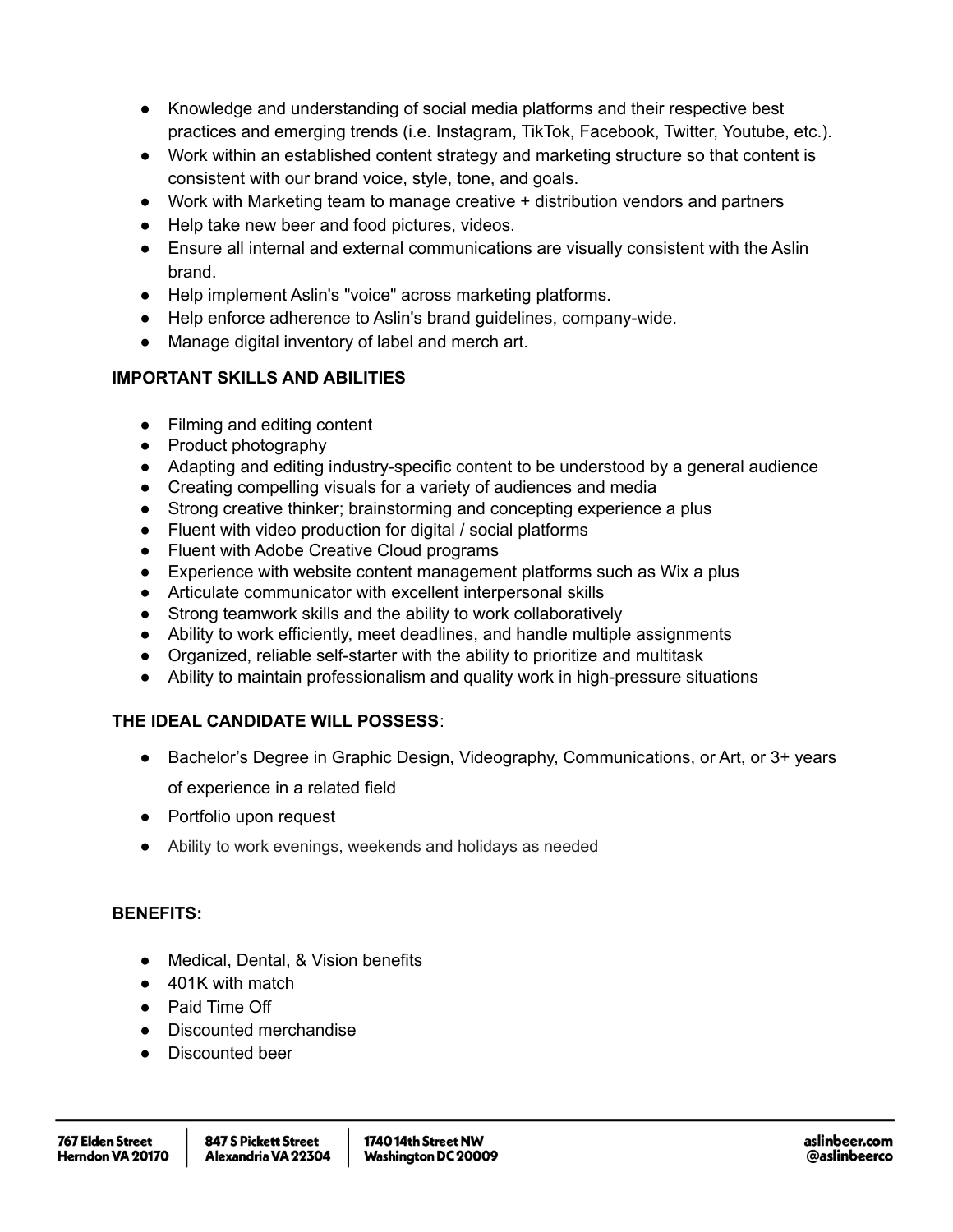- Knowledge and understanding of social media platforms and their respective best practices and emerging trends (i.e. Instagram, TikTok, Facebook, Twitter, Youtube, etc.).
- Work within an established content strategy and marketing structure so that content is consistent with our brand voice, style, tone, and goals.
- Work with Marketing team to manage creative + distribution vendors and partners
- Help take new beer and food pictures, videos.
- Ensure all internal and external communications are visually consistent with the Aslin brand.
- Help implement Aslin's "voice" across marketing platforms.
- Help enforce adherence to Aslin's brand guidelines, company-wide.
- Manage digital inventory of label and merch art.

**IMPORTANT SKILLS AND ABILITIES**

- Filming and editing content
- Product photography
- Adapting and editing industry-specific content to be understood by a general audience
- Creating compelling visuals for a variety of audiences and media
- Strong creative thinker; brainstorming and concepting experience a plus
- Fluent with video production for digital / social platforms
- Fluent with Adobe Creative Cloud programs
- Experience with website content management platforms such as Wix a plus
- Articulate communicator with excellent interpersonal skills
- Strong teamwork skills and the ability to work collaboratively
- Ability to work efficiently, meet deadlines, and handle multiple assignments
- Organized, reliable self-starter with the ability to prioritize and multitask
- Ability to maintain professionalism and quality work in high-pressure situations

**THE IDEAL CANDIDATE WILL POSSESS**:

- Bachelor's Degree in Graphic Design, Videography, Communications, or Art, or 3+ years of experience in a related field
- Portfolio upon request
- Ability to work evenings, weekends and holidays as needed

**BENEFITS:**

- Medical, Dental, & Vision benefits
- 401K with match
- Paid Time Off
- Discounted merchandise
- Discounted beer

767 Elden Street
Herndon VA 20170

847 S Pickett Street
Alexandria VA 22304

1740 14th Street NW
Washington DC 20009

aslinbeer.com
@aslinbeerco